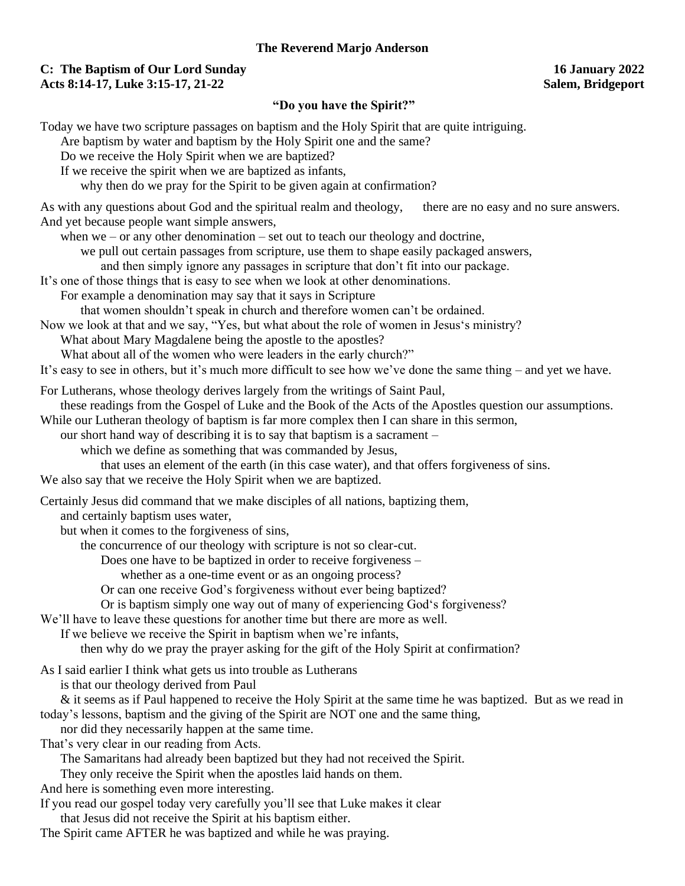**The Reverend Marjo Anderson**

**C: The Baptism of Our Lord Sunday** **16 January 2022**
**Acts 8:14-17, Luke 3:15-17, 21-22** **Salem, Bridgeport**

**"Do you have the Spirit?"**

Today we have two scripture passages on baptism and the Holy Spirit that are quite intriguing.
Are baptism by water and baptism by the Holy Spirit one and the same?
Do we receive the Holy Spirit when we are baptized?
If we receive the spirit when we are baptized as infants,
why then do we pray for the Spirit to be given again at confirmation?

As with any questions about God and the spiritual realm and theology, there are no easy and no sure answers.
And yet because people want simple answers,
when we – or any other denomination – set out to teach our theology and doctrine,
we pull out certain passages from scripture, use them to shape easily packaged answers,
and then simply ignore any passages in scripture that don't fit into our package.
It's one of those things that is easy to see when we look at other denominations.
For example a denomination may say that it says in Scripture
that women shouldn't speak in church and therefore women can't be ordained.
Now we look at that and we say, "Yes, but what about the role of women in Jesus's ministry?
What about Mary Magdalene being the apostle to the apostles?
What about all of the women who were leaders in the early church?"
It's easy to see in others, but it's much more difficult to see how we've done the same thing – and yet we have.

For Lutherans, whose theology derives largely from the writings of Saint Paul,
these readings from the Gospel of Luke and the Book of the Acts of the Apostles question our assumptions.
While our Lutheran theology of baptism is far more complex then I can share in this sermon,
our short hand way of describing it is to say that baptism is a sacrament –
which we define as something that was commanded by Jesus,
that uses an element of the earth (in this case water), and that offers forgiveness of sins.
We also say that we receive the Holy Spirit when we are baptized.

Certainly Jesus did command that we make disciples of all nations, baptizing them,
and certainly baptism uses water,
but when it comes to the forgiveness of sins,
the concurrence of our theology with scripture is not so clear-cut.
Does one have to be baptized in order to receive forgiveness –
whether as a one-time event or as an ongoing process?
Or can one receive God's forgiveness without ever being baptized?
Or is baptism simply one way out of many of experiencing God's forgiveness?
We'll have to leave these questions for another time but there are more as well.
If we believe we receive the Spirit in baptism when we're infants,
then why do we pray the prayer asking for the gift of the Holy Spirit at confirmation?

As I said earlier I think what gets us into trouble as Lutherans
is that our theology derived from Paul
& it seems as if Paul happened to receive the Holy Spirit at the same time he was baptized. But as we read in today's lessons, baptism and the giving of the Spirit are NOT one and the same thing,
nor did they necessarily happen at the same time.
That's very clear in our reading from Acts.
The Samaritans had already been baptized but they had not received the Spirit.
They only receive the Spirit when the apostles laid hands on them.
And here is something even more interesting.
If you read our gospel today very carefully you'll see that Luke makes it clear
that Jesus did not receive the Spirit at his baptism either.
The Spirit came AFTER he was baptized and while he was praying.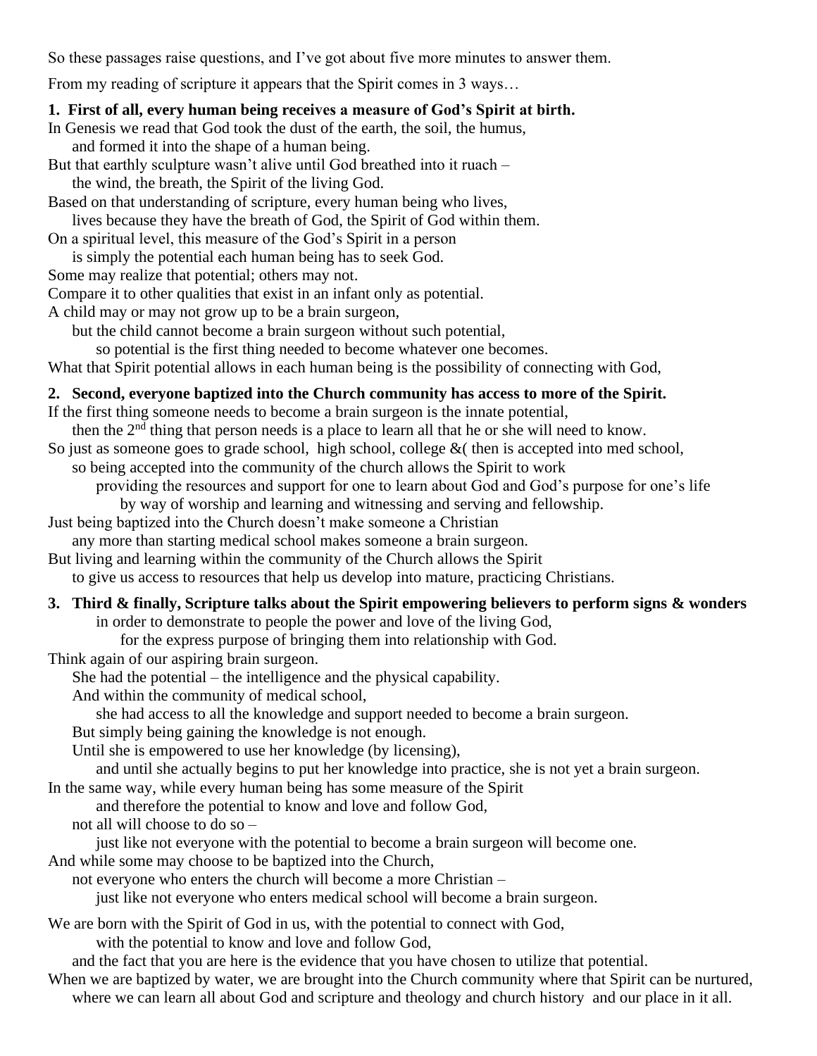So these passages raise questions, and I've got about five more minutes to answer them.

From my reading of scripture it appears that the Spirit comes in 3 ways…

**1. First of all, every human being receives a measure of God's Spirit at birth.**

In Genesis we read that God took the dust of the earth, the soil, the humus,
and formed it into the shape of a human being.
But that earthly sculpture wasn't alive until God breathed into it ruach –
the wind, the breath, the Spirit of the living God.
Based on that understanding of scripture, every human being who lives,
lives because they have the breath of God, the Spirit of God within them.
On a spiritual level, this measure of the God's Spirit in a person
is simply the potential each human being has to seek God.
Some may realize that potential; others may not.
Compare it to other qualities that exist in an infant only as potential.
A child may or may not grow up to be a brain surgeon,
but the child cannot become a brain surgeon without such potential,
so potential is the first thing needed to become whatever one becomes.
What that Spirit potential allows in each human being is the possibility of connecting with God,

**2. Second, everyone baptized into the Church community has access to more of the Spirit.**

If the first thing someone needs to become a brain surgeon is the innate potential,
then the 2nd thing that person needs is a place to learn all that he or she will need to know.
So just as someone goes to grade school, high school, college &( then is accepted into med school,
so being accepted into the community of the church allows the Spirit to work
providing the resources and support for one to learn about God and God's purpose for one's life
by way of worship and learning and witnessing and serving and fellowship.
Just being baptized into the Church doesn't make someone a Christian
any more than starting medical school makes someone a brain surgeon.
But living and learning within the community of the Church allows the Spirit
to give us access to resources that help us develop into mature, practicing Christians.

**3. Third & finally, Scripture talks about the Spirit empowering believers to perform signs & wonders**
in order to demonstrate to people the power and love of the living God,
for the express purpose of bringing them into relationship with God.

Think again of our aspiring brain surgeon.
She had the potential – the intelligence and the physical capability.
And within the community of medical school,
she had access to all the knowledge and support needed to become a brain surgeon.
But simply being gaining the knowledge is not enough.
Until she is empowered to use her knowledge (by licensing),
and until she actually begins to put her knowledge into practice, she is not yet a brain surgeon.
In the same way, while every human being has some measure of the Spirit
and therefore the potential to know and love and follow God,
not all will choose to do so –
just like not everyone with the potential to become a brain surgeon will become one.
And while some may choose to be baptized into the Church,
not everyone who enters the church will become a more Christian –
just like not everyone who enters medical school will become a brain surgeon.

We are born with the Spirit of God in us, with the potential to connect with God,
with the potential to know and love and follow God,
and the fact that you are here is the evidence that you have chosen to utilize that potential.
When we are baptized by water, we are brought into the Church community where that Spirit can be nurtured,
where we can learn all about God and scripture and theology and church history and our place in it all.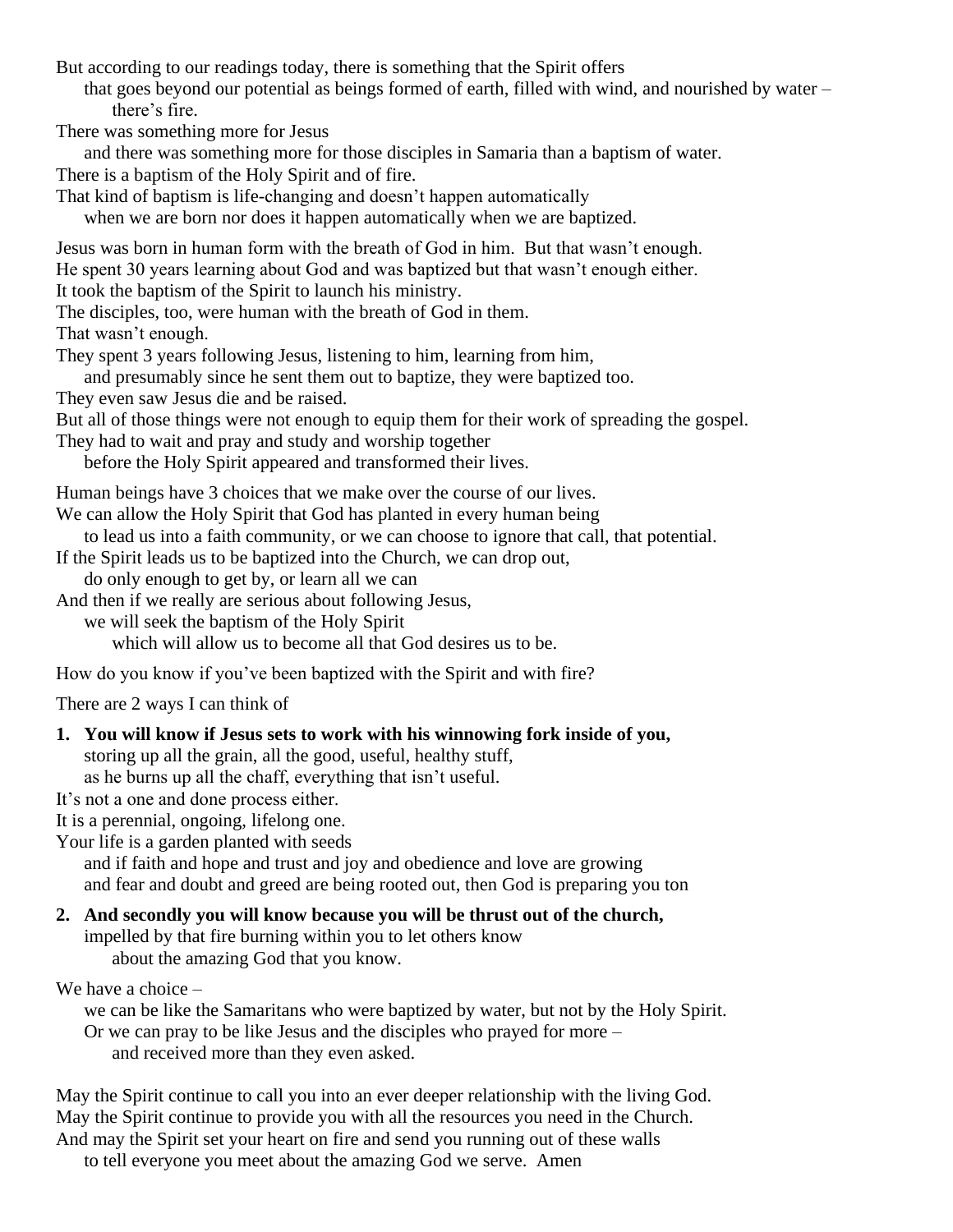But according to our readings today, there is something that the Spirit offers
that goes beyond our potential as beings formed of earth, filled with wind, and nourished by water –
there's fire.
There was something more for Jesus
and there was something more for those disciples in Samaria than a baptism of water.
There is a baptism of the Holy Spirit and of fire.
That kind of baptism is life-changing and doesn't happen automatically
when we are born nor does it happen automatically when we are baptized.

Jesus was born in human form with the breath of God in him. But that wasn't enough.
He spent 30 years learning about God and was baptized but that wasn't enough either.
It took the baptism of the Spirit to launch his ministry.
The disciples, too, were human with the breath of God in them.
That wasn't enough.
They spent 3 years following Jesus, listening to him, learning from him,
and presumably since he sent them out to baptize, they were baptized too.
They even saw Jesus die and be raised.
But all of those things were not enough to equip them for their work of spreading the gospel.
They had to wait and pray and study and worship together
before the Holy Spirit appeared and transformed their lives.

Human beings have 3 choices that we make over the course of our lives.
We can allow the Holy Spirit that God has planted in every human being
to lead us into a faith community, or we can choose to ignore that call, that potential.
If the Spirit leads us to be baptized into the Church, we can drop out,
do only enough to get by, or learn all we can
And then if we really are serious about following Jesus,
we will seek the baptism of the Holy Spirit
which will allow us to become all that God desires us to be.

How do you know if you've been baptized with the Spirit and with fire?

There are 2 ways I can think of

1. **You will know if Jesus sets to work with his winnowing fork inside of you,**
storing up all the grain, all the good, useful, healthy stuff,
as he burns up all the chaff, everything that isn't useful.

It's not a one and done process either.
It is a perennial, ongoing, lifelong one.
Your life is a garden planted with seeds
and if faith and hope and trust and joy and obedience and love are growing
and fear and doubt and greed are being rooted out, then God is preparing you ton

2. **And secondly you will know because you will be thrust out of the church,**
impelled by that fire burning within you to let others know
about the amazing God that you know.

We have a choice –
we can be like the Samaritans who were baptized by water, but not by the Holy Spirit.
Or we can pray to be like Jesus and the disciples who prayed for more –
and received more than they even asked.

May the Spirit continue to call you into an ever deeper relationship with the living God.
May the Spirit continue to provide you with all the resources you need in the Church.
And may the Spirit set your heart on fire and send you running out of these walls
to tell everyone you meet about the amazing God we serve. Amen